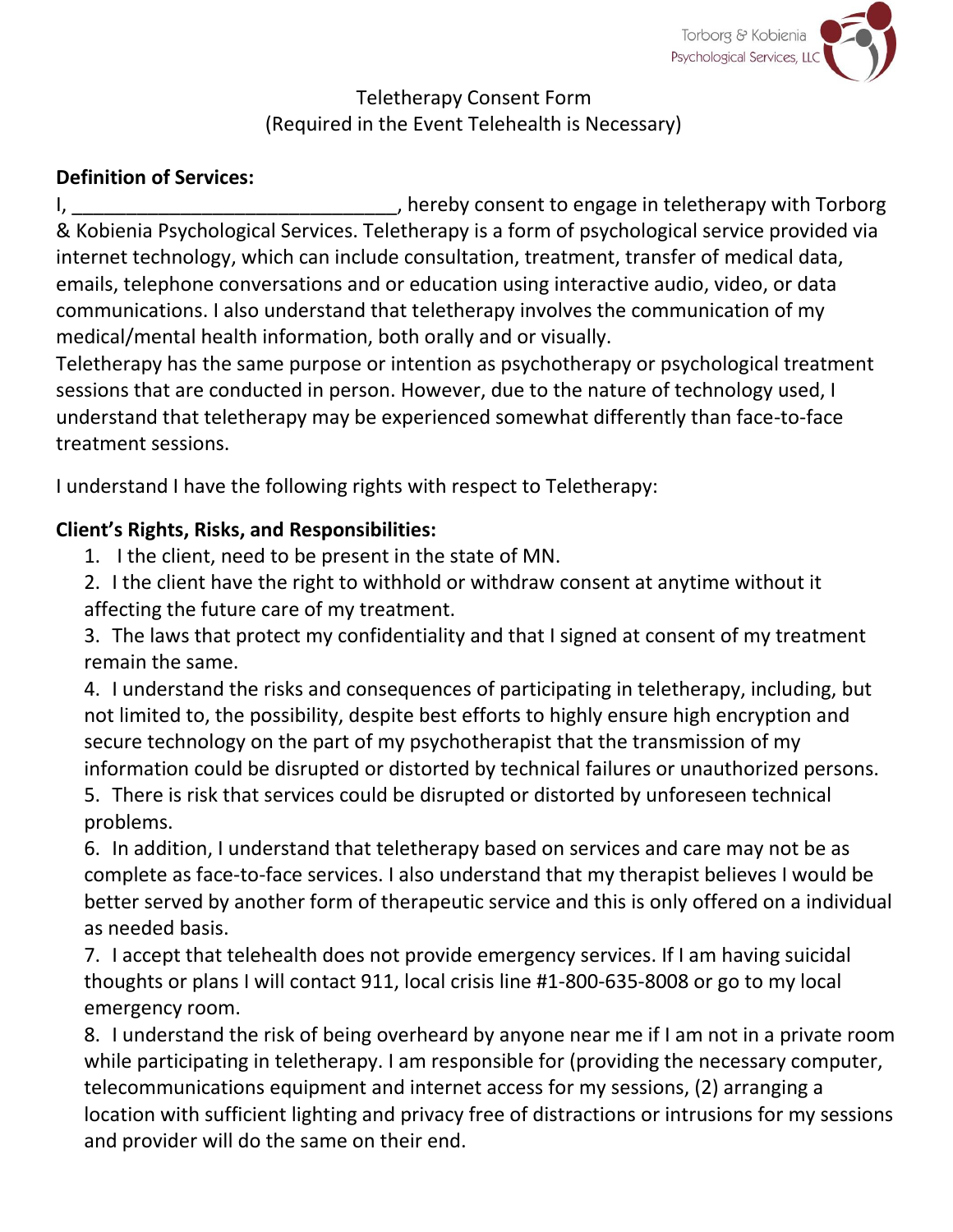Torborg & Kobienia Psychological Services, LLC

Teletherapy Consent Form
(Required in the Event Telehealth is Necessary)

**Definition of Services:**

I, ______________________________, hereby consent to engage in teletherapy with Torborg & Kobienia Psychological Services. Teletherapy is a form of psychological service provided via internet technology, which can include consultation, treatment, transfer of medical data, emails, telephone conversations and or education using interactive audio, video, or data communications. I also understand that teletherapy involves the communication of my medical/mental health information, both orally and or visually.

Teletherapy has the same purpose or intention as psychotherapy or psychological treatment sessions that are conducted in person. However, due to the nature of technology used, I understand that teletherapy may be experienced somewhat differently than face-to-face treatment sessions.

I understand I have the following rights with respect to Teletherapy:

**Client's Rights, Risks, and Responsibilities:**

1. I the client, need to be present in the state of MN.
2. I the client have the right to withhold or withdraw consent at anytime without it affecting the future care of my treatment.
3. The laws that protect my confidentiality and that I signed at consent of my treatment remain the same.
4. I understand the risks and consequences of participating in teletherapy, including, but not limited to, the possibility, despite best efforts to highly ensure high encryption and secure technology on the part of my psychotherapist that the transmission of my information could be disrupted or distorted by technical failures or unauthorized persons.
5. There is risk that services could be disrupted or distorted by unforeseen technical problems.
6. In addition, I understand that teletherapy based on services and care may not be as complete as face-to-face services. I also understand that my therapist believes I would be better served by another form of therapeutic service and this is only offered on a individual as needed basis.
7. I accept that telehealth does not provide emergency services. If I am having suicidal thoughts or plans I will contact 911, local crisis line #1-800-635-8008 or go to my local emergency room.
8. I understand the risk of being overheard by anyone near me if I am not in a private room while participating in teletherapy. I am responsible for (providing the necessary computer, telecommunications equipment and internet access for my sessions, (2) arranging a location with sufficient lighting and privacy free of distractions or intrusions for my sessions and provider will do the same on their end.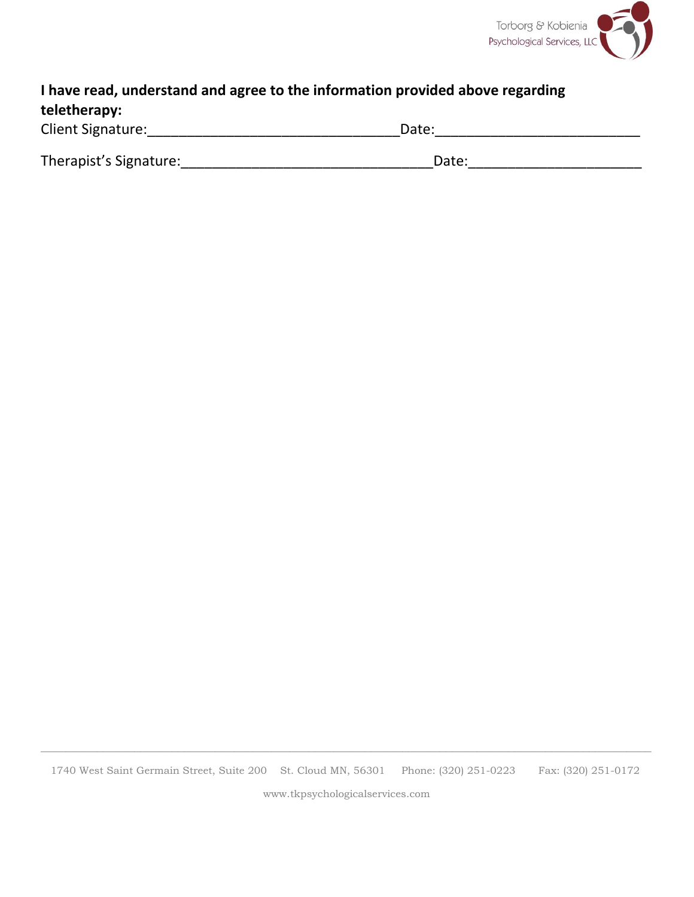**I have read, understand and agree to the information provided above regarding teletherapy:**

Client Signature:_________________________________Date:___________________________

Therapist's Signature:_________________________________Date:______________________